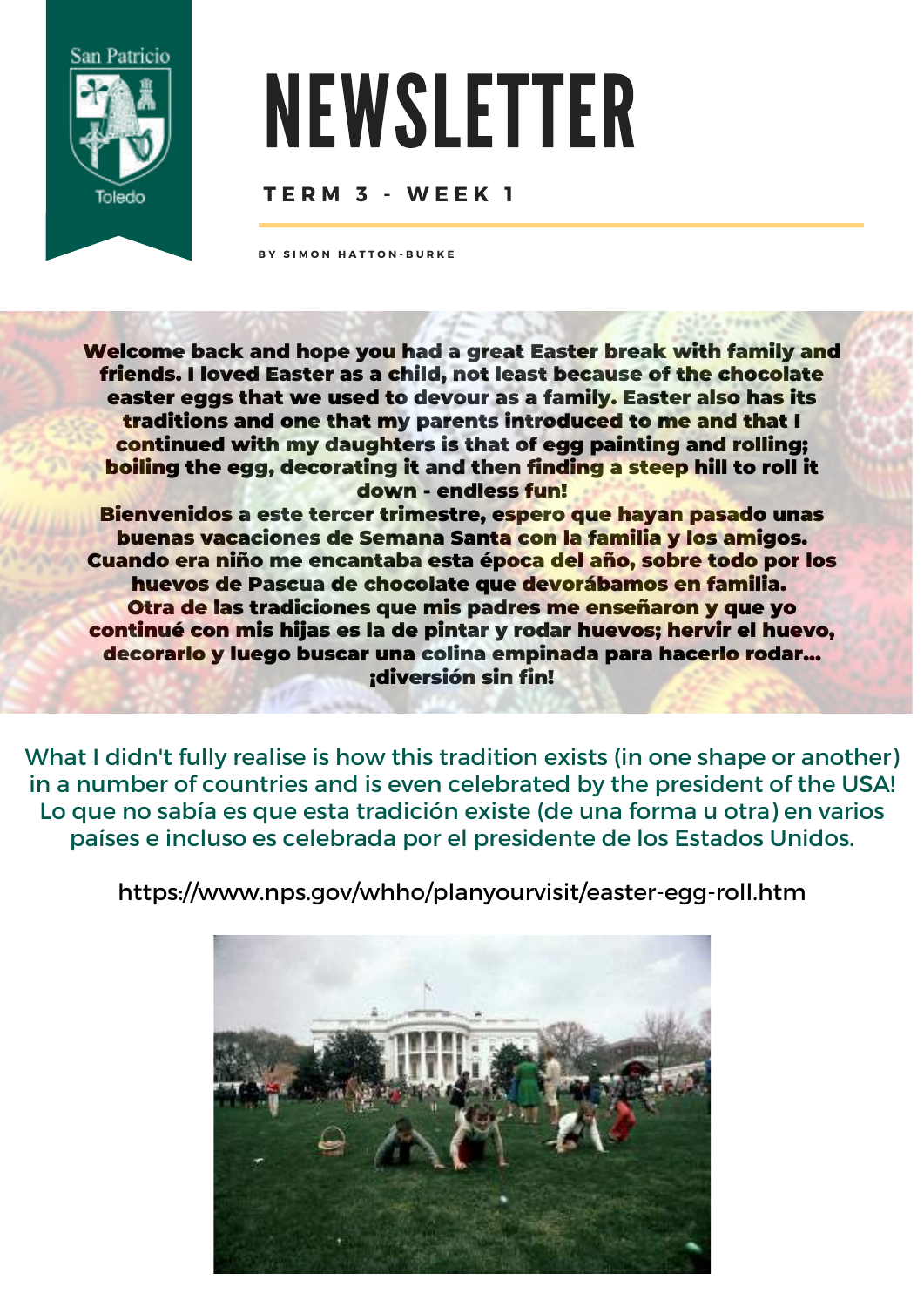San Patricio

Toledo

# NEWSLETTER

**TERM 3 - WEEK 1**

BY SIMON HATTON-BURKE

**Welcome back and hope you had a great Easter break with family and friends. I loved Easter as a child, not least because of the chocolate easter eggs that we used to devour as a family. Easter also has its traditions and one that my parents introduced to me and that I continued with my daughters is that of egg painting and rolling; boiling the egg, decorating it and then finding a steep hill to roll it down - endless fun!**

**Bienvenidos a este tercer trimestre, espero que hayan pasado unas buenas vacaciones de Semana Santa con la familia y los amigos. Cuando era niño me encantaba esta época del año, sobre todo por los huevos de Pascua de chocolate que devorábamos en familia. Otra de las tradiciones que mis padres me enseñaron y que yo continué con mis hijas es la de pintar y rodar huevos; hervir el huevo, decorarlo y luego buscar una colina empinada para hacerlo rodar... ¡diversión sin fin!**

What I didn't fully realise is how this tradition exists (in one shape or another) in a number of countries and is even celebrated by the president of the USA! Lo que no sabía es que esta tradición existe (de una forma u otra) en varios países e incluso es celebrada por el presidente de los Estados Unidos.

https://www.nps.gov/whho/planyourvisit/easter-egg-roll.htm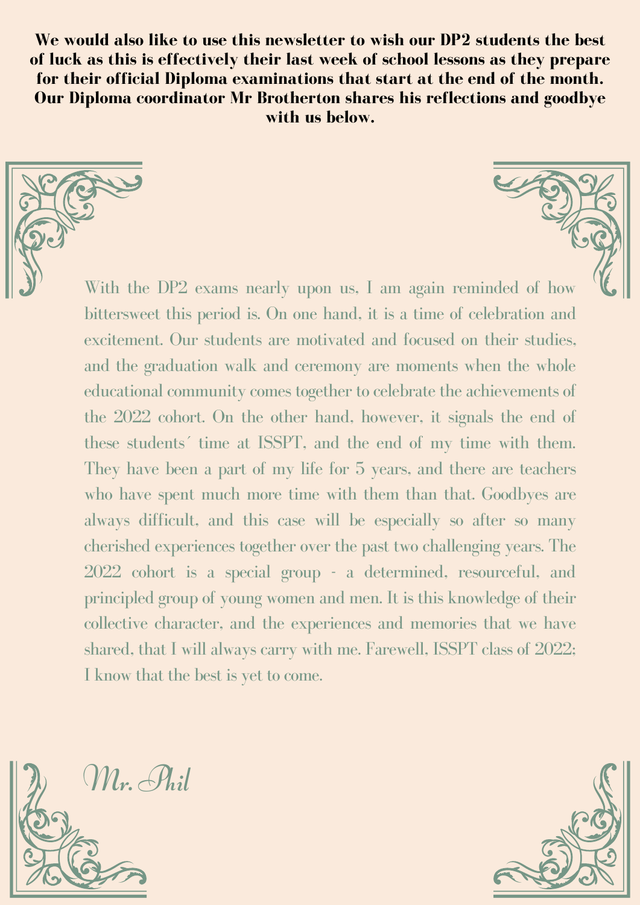**We would also like to use this newsletter to wish our DP2 students the best of luck as this is effectively their last week of school lessons as they prepare for their official Diploma examinations that start at the end of the month. Our Diploma coordinator Mr Brotherton shares his reflections and goodbye with us below.**

With the DP2 exams nearly upon us, I am again reminded of how bittersweet this period is. On one hand, it is a time of celebration and excitement. Our students are motivated and focused on their studies, and the graduation walk and ceremony are moments when the whole educational community comes together to celebrate the achievements of the 2022 cohort. On the other hand, however, it signals the end of these students´ time at ISSPT, and the end of my time with them. They have been a part of my life for 5 years, and there are teachers who have spent much more time with them than that. Goodbyes are always difficult, and this case will be especially so after so many cherished experiences together over the past two challenging years. The 2022 cohort is a special group - a determined, resourceful, and principled group of young women and men. It is this knowledge of their collective character, and the experiences and memories that we have shared, that I will always carry with me. Farewell, ISSPT class of 2022; I know that the best is yet to come.

*Mr. Phil*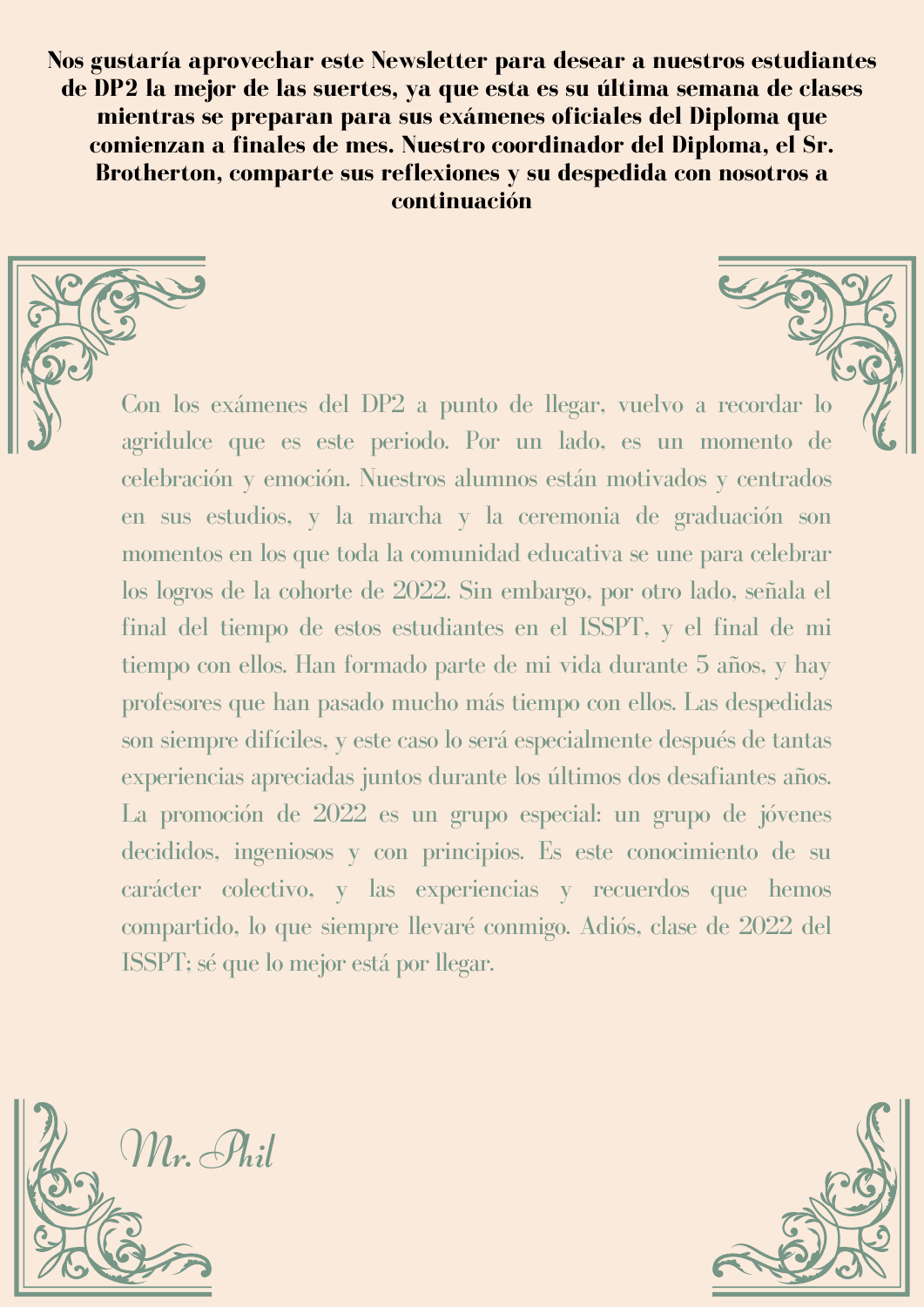**Nos gustaría aprovechar este Newsletter para desear a nuestros estudiantes de DP2 la mejor de las suertes, ya que esta es su última semana de clases mientras se preparan para sus exámenes oficiales del Diploma que comienzan a finales de mes. Nuestro coordinador del Diploma, el Sr. Brotherton, comparte sus reflexiones y su despedida con nosotros a continuación**

Con los exámenes del DP2 a punto de llegar, vuelvo a recordar lo agridulce que es este periodo. Por un lado, es un momento de celebración y emoción. Nuestros alumnos están motivados y centrados en sus estudios, y la marcha y la ceremonia de graduación son momentos en los que toda la comunidad educativa se une para celebrar los logros de la cohorte de 2022. Sin embargo, por otro lado, señala el final del tiempo de estos estudiantes en el ISSPT, y el final de mi tiempo con ellos. Han formado parte de mi vida durante 5 años, y hay profesores que han pasado mucho más tiempo con ellos. Las despedidas son siempre difíciles, y este caso lo será especialmente después de tantas experiencias apreciadas juntos durante los últimos dos desafiantes años. La promoción de 2022 es un grupo especial: un grupo de jóvenes decididos, ingeniosos y con principios. Es este conocimiento de su carácter colectivo, y las experiencias y recuerdos que hemos compartido, lo que siempre llevaré conmigo. Adiós, clase de 2022 del ISSPT; sé que lo mejor está por llegar.

*Mr. Phil*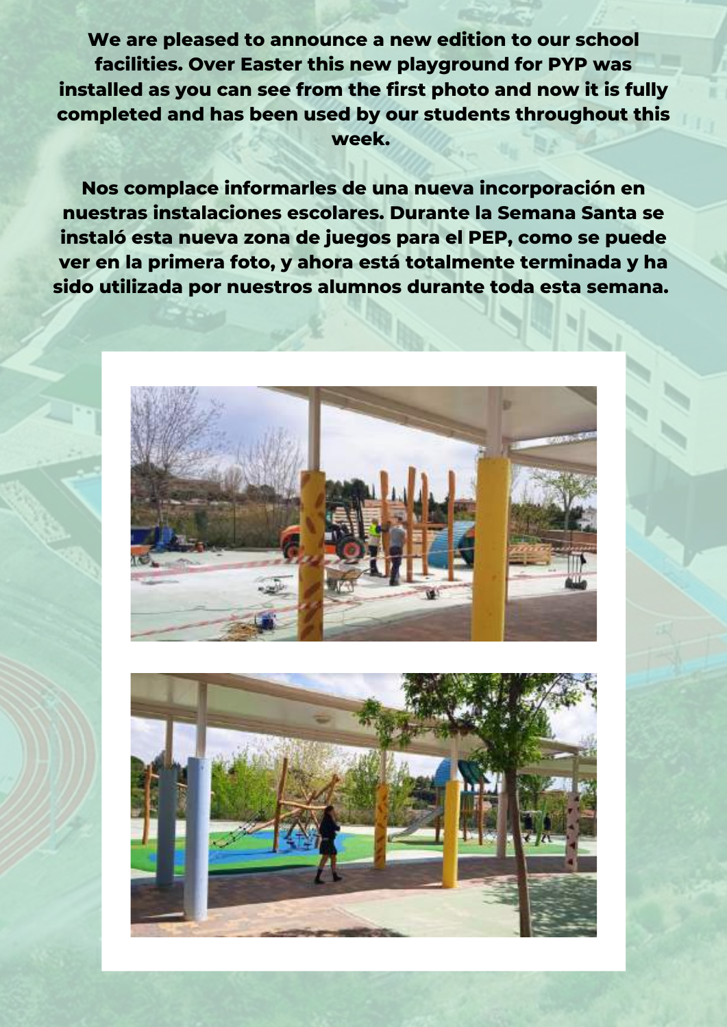**We are pleased to announce a new edition to our school facilities. Over Easter this new playground for PYP was installed as you can see from the first photo and now it is fully completed and has been used by our students throughout this week.**

**Nos complace informarles de una nueva incorporación en nuestras instalaciones escolares. Durante la Semana Santa se instaló esta nueva zona de juegos para el PEP, como se puede ver en la primera foto, y ahora está totalmente terminada y ha sido utilizada por nuestros alumnos durante toda esta semana.**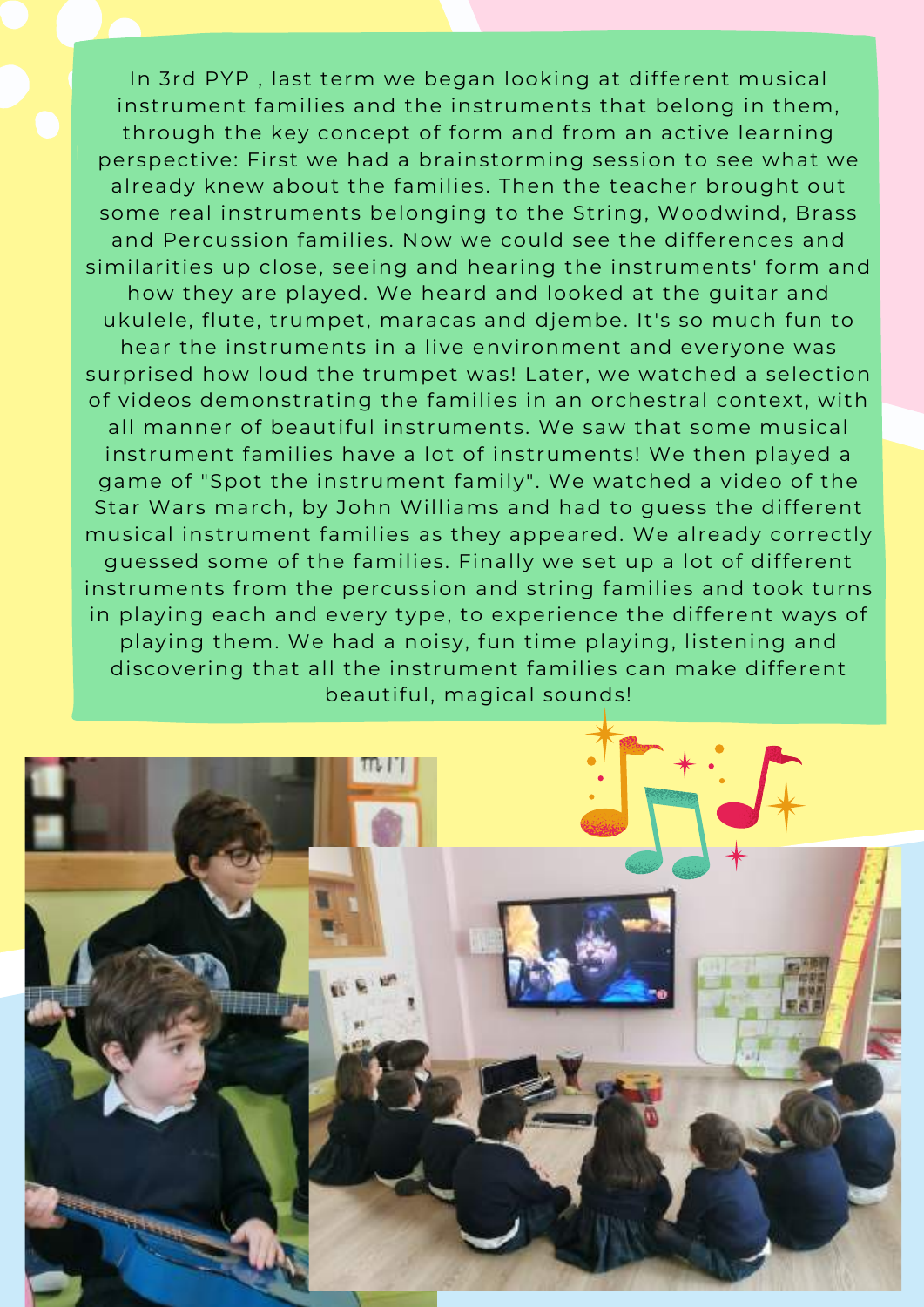In 3rd PYP , last term we began looking at different musical instrument families and the instruments that belong in them, through the key concept of form and from an active learning perspective: First we had a brainstorming session to see what we already knew about the families. Then the teacher brought out some real instruments belonging to the String, Woodwind, Brass and Percussion families. Now we could see the differences and similarities up close, seeing and hearing the instruments' form and how they are played. We heard and looked at the guitar and ukulele, flute, trumpet, maracas and djembe. It's so much fun to hear the instruments in a live environment and everyone was surprised how loud the trumpet was! Later, we watched a selection of videos demonstrating the families in an orchestral context, with all manner of beautiful instruments. We saw that some musical instrument families have a lot of instruments! We then played a game of "Spot the instrument family". We watched a video of the Star Wars march, by John Williams and had to guess the different musical instrument families as they appeared. We already correctly guessed some of the families. Finally we set up a lot of different instruments from the percussion and string families and took turns in playing each and every type, to experience the different ways of playing them. We had a noisy, fun time playing, listening and discovering that all the instrument families can make different beautiful, magical sounds!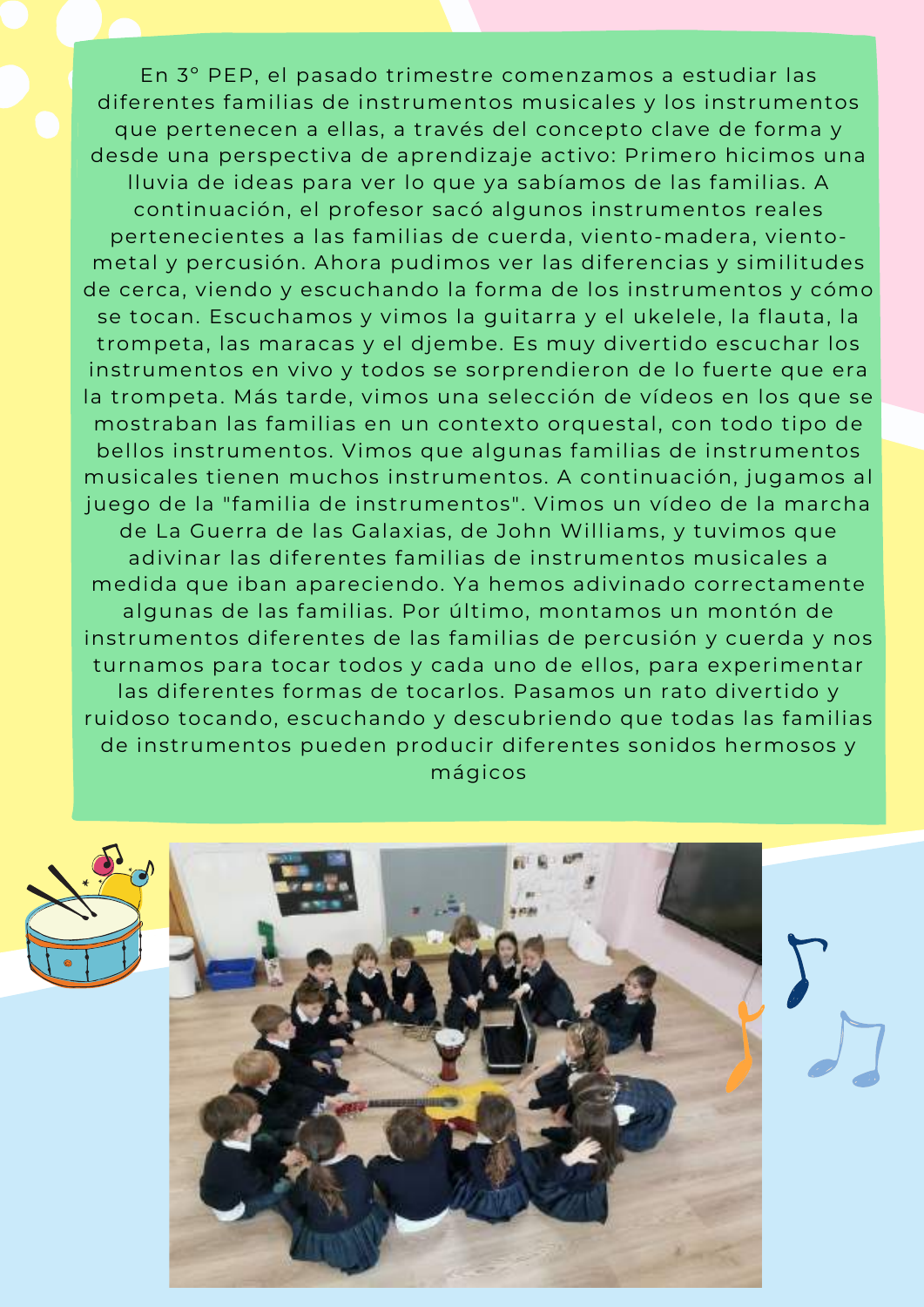En 3° PEP, el pasado trimestre comenzamos a estudiar las diferentes familias de instrumentos musicales y los instrumentos que pertenecen a ellas, a través del concepto clave de forma y desde una perspectiva de aprendizaje activo: Primero hicimos una lluvia de ideas para ver lo que ya sabíamos de las familias. A continuación, el profesor sacó algunos instrumentos reales pertenecientes a las familias de cuerda, viento-madera, viento-metal y percusión. Ahora pudimos ver las diferencias y similitudes de cerca, viendo y escuchando la forma de los instrumentos y cómo se tocan. Escuchamos y vimos la guitarra y el ukelele, la flauta, la trompeta, las maracas y el djembe. Es muy divertido escuchar los instrumentos en vivo y todos se sorprendieron de lo fuerte que era la trompeta. Más tarde, vimos una selección de vídeos en los que se mostraban las familias en un contexto orquestal, con todo tipo de bellos instrumentos. Vimos que algunas familias de instrumentos musicales tienen muchos instrumentos. A continuación, jugamos al juego de la "familia de instrumentos". Vimos un vídeo de la marcha de La Guerra de las Galaxias, de John Williams, y tuvimos que adivinar las diferentes familias de instrumentos musicales a medida que iban apareciendo. Ya hemos adivinado correctamente algunas de las familias. Por último, montamos un montón de instrumentos diferentes de las familias de percusión y cuerda y nos turnamos para tocar todos y cada uno de ellos, para experimentar las diferentes formas de tocarlos. Pasamos un rato divertido y ruidoso tocando, escuchando y descubriendo que todas las familias de instrumentos pueden producir diferentes sonidos hermosos y mágicos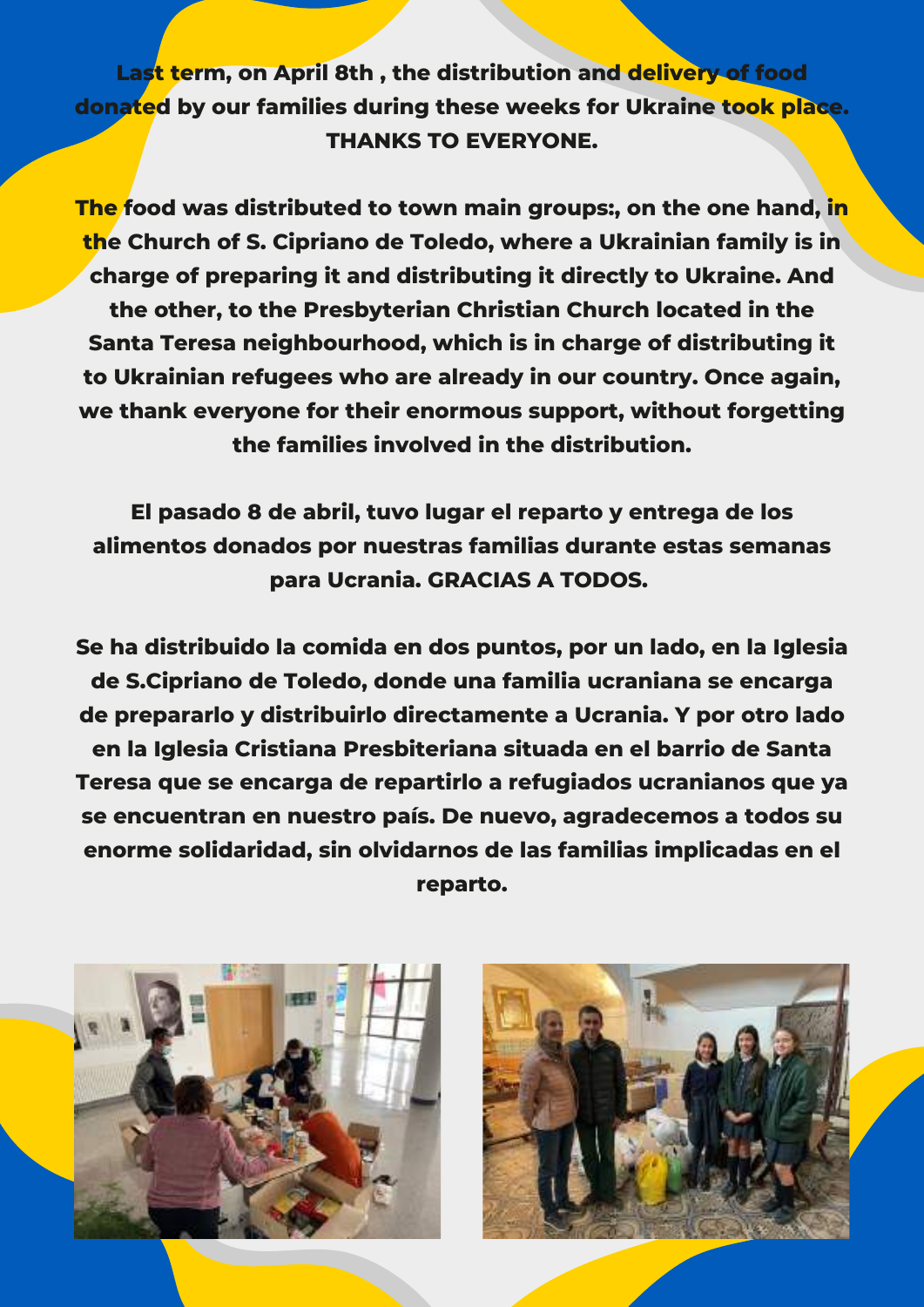**Last term, on April 8th , the distribution and delivery of food donated by our families during these weeks for Ukraine took place. THANKS TO EVERYONE.**

**The food was distributed to town main groups:, on the one hand, in the Church of S. Cipriano de Toledo, where a Ukrainian family is in charge of preparing it and distributing it directly to Ukraine. And the other, to the Presbyterian Christian Church located in the Santa Teresa neighbourhood, which is in charge of distributing it to Ukrainian refugees who are already in our country. Once again, we thank everyone for their enormous support, without forgetting the families involved in the distribution.**

**El pasado 8 de abril, tuvo lugar el reparto y entrega de los alimentos donados por nuestras familias durante estas semanas para Ucrania. GRACIAS A TODOS.**

**Se ha distribuido la comida en dos puntos, por un lado, en la Iglesia de S.Cipriano de Toledo, donde una familia ucraniana se encarga de prepararlo y distribuirlo directamente a Ucrania. Y por otro lado en la Iglesia Cristiana Presbiteriana situada en el barrio de Santa Teresa que se encarga de repartirlo a refugiados ucranianos que ya se encuentran en nuestro país. De nuevo, agradecemos a todos su enorme solidaridad, sin olvidarnos de las familias implicadas en el reparto.**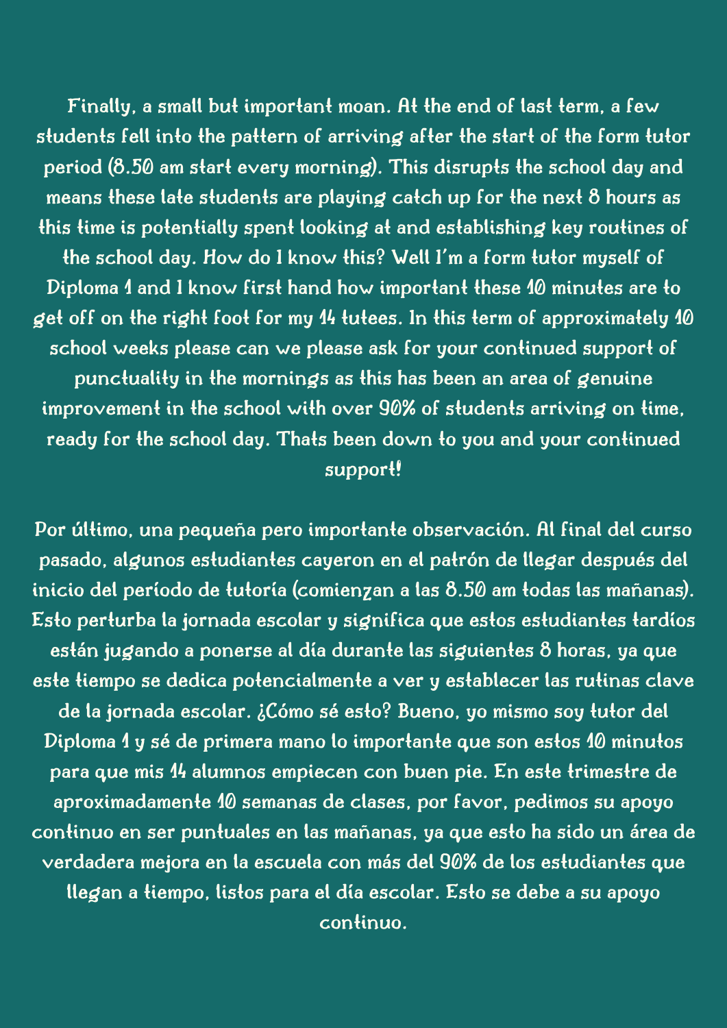Finally, a small but important moan. At the end of last term, a few students fell into the pattern of arriving after the start of the form tutor period (8.50 am start every morning). This disrupts the school day and means these late students are playing catch up for the next 8 hours as this time is potentially spent looking at and establishing key routines of the school day. How do I know this? Well I'm a form tutor myself of Diploma 1 and I know first hand how important these 10 minutes are to get off on the right foot for my 14 tutees. In this term of approximately 10 school weeks please can we please ask for your continued support of punctuality in the mornings as this has been an area of genuine improvement in the school with over 90% of students arriving on time, ready for the school day. Thats been down to you and your continued support!

Por último, una pequeña pero importante observación. Al final del curso pasado, algunos estudiantes cayeron en el patrón de llegar después del inicio del período de tutoría (comienzan a las 8.50 am todas las mañanas). Esto perturba la jornada escolar y significa que estos estudiantes tardíos están jugando a ponerse al día durante las siguientes 8 horas, ya que este tiempo se dedica potencialmente a ver y establecer las rutinas clave de la jornada escolar. ¿Cómo sé esto? Bueno, yo mismo soy tutor del Diploma 1 y sé de primera mano lo importante que son estos 10 minutos para que mis 14 alumnos empiecen con buen pie. En este trimestre de aproximadamente 10 semanas de clases, por favor, pedimos su apoyo continuo en ser puntuales en las mañanas, ya que esto ha sido un área de verdadera mejora en la escuela con más del 90% de los estudiantes que llegan a tiempo, listos para el día escolar. Esto se debe a su apoyo continuo.